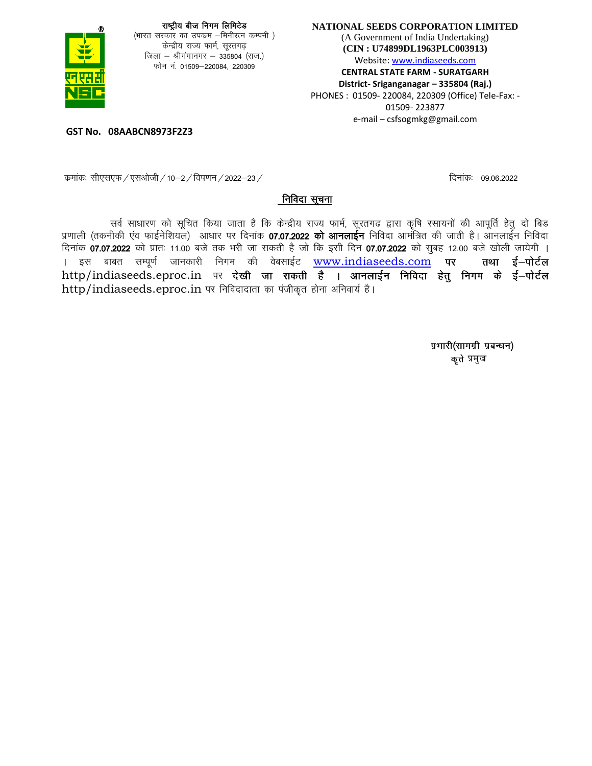राष्ट्रीय बीज निगम लिमिटेड
(भारत सरकार का उपक्रम –मिनीरत्न कम्पनी )
केन्द्रीय राज्य फार्म, सूरतगढ़
जिला – श्रीगंगानगर – 335804 (राज.)
फोन नं. 01509–220084, 220309

**NATIONAL SEEDS CORPORATION LIMITED**
(A Government of India Undertaking)
**(CIN : U74899DL1963PLC003913)**
Website: www.indiaseeds.com
**CENTRAL STATE FARM - SURATGARH**
**District- Sriganganagar – 335804 (Raj.)**
PHONES : 01509- 220084, 220309 (Office) Tele-Fax: - 01509- 223877
e-mail – csfsogmkg@gmail.com

**GST No. 08AABCN8973F2Z3**

क्रमांकः सीएसएफ / एसओजी / 10–2 / विपणन / 2022–23 /  दिनांकः 09.06.2022

## निविदा सूचना

सर्व साधारण को सूचित किया जाता है कि केन्द्रीय राज्य फार्म, सूरतगढ द्वारा कृषि रसायनों की आपूर्ति हेतु दो बिड प्रणाली (तकनीकी एंव फाईनेंशियल) आधार पर दिनांक **07.07.2022 को आनलाईन** निविदा आमंत्रित की जाती है। आनलाईन निविदा दिनांक **07.07.2022** को प्रातः 11.00 बजे तक भरी जा सकती है जो कि इसी दिन **07.07.2022** को सुबह 12.00 बजे खोली जायेगी । । इस बाबत सम्पूर्ण जानकारी निगम की वेबसाईट www.indiaseeds.com **पर तथा ई–पोर्टल** http/indiaseeds.eproc.in पर **देखी जा सकती है । आनलाईन निविदा हेतु निगम के ई–पोर्टल** http/indiaseeds.eproc.in पर निविदादाता का पंजीकृत होना अनिवार्य है।

प्रभारी(सामग्री प्रबन्धन)
कृते प्रमुख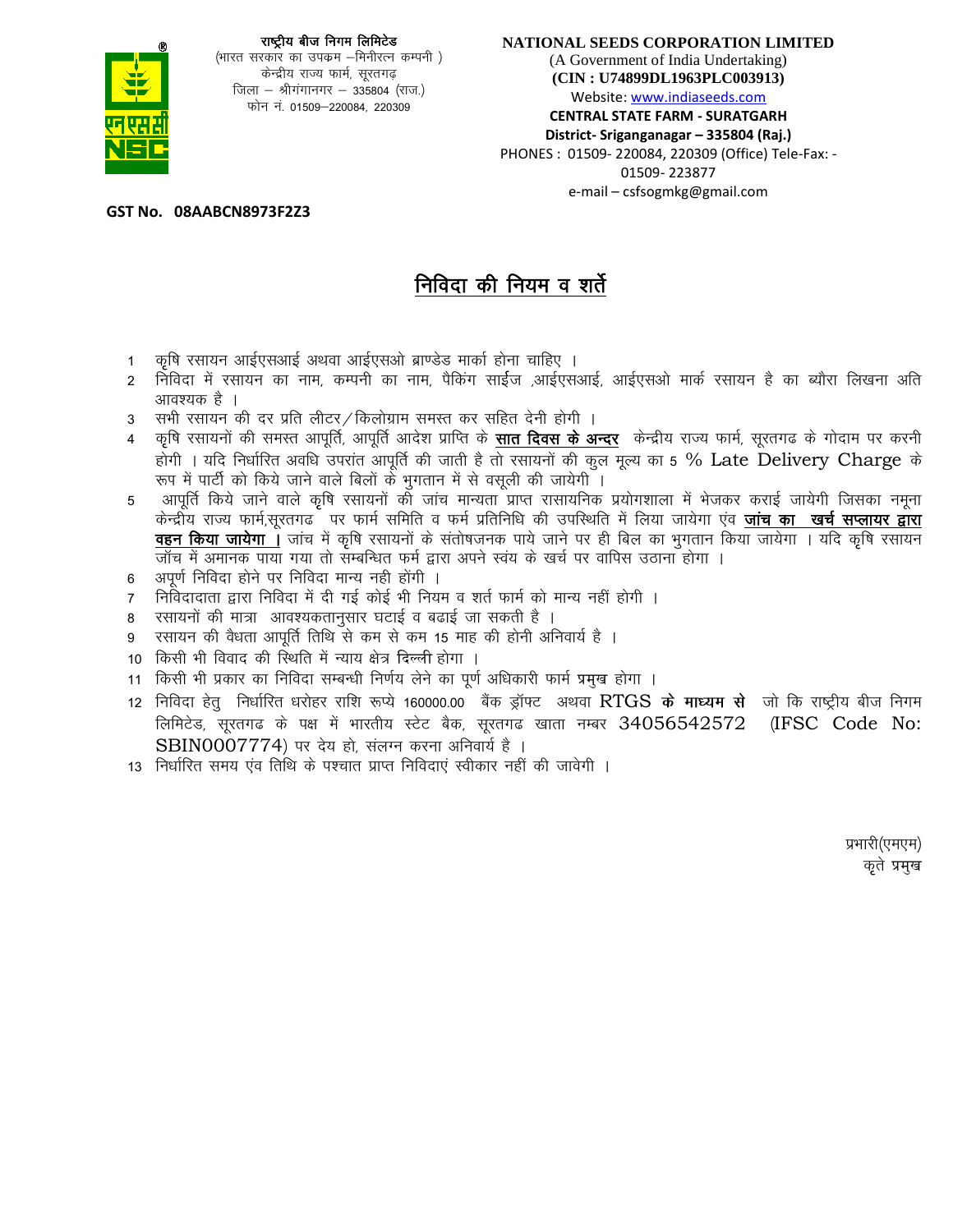राष्ट्रीय बीज निगम लिमिटेड
(भारत सरकार का उपक्रम –मिनीरत्न कम्पनी )
केन्द्रीय राज्य फार्म, सूरतगढ़
जिला – श्रीगंगानगर – 335804 (राज.)
फोन नं. 01509–220084, 220309

**NATIONAL SEEDS CORPORATION LIMITED**
(A Government of India Undertaking)
**(CIN : U74899DL1963PLC003913)**
Website: www.indiaseeds.com
**CENTRAL STATE FARM - SURATGARH**
**District- Sriganganagar – 335804 (Raj.)**
PHONES : 01509- 220084, 220309 (Office) Tele-Fax: - 01509- 223877
e-mail – csfsogmkg@gmail.com

**GST No. 08AABCN8973F2Z3**

# निविदा की नियम व शर्ते

1. कृषि रसायन आईएसआई अथवा आईएसओ ब्राण्डेड मार्का होना चाहिए ।
2. निविदा में रसायन का नाम, कम्पनी का नाम, पैकिंग साईज ,आईएसआई, आईएसओ मार्क रसायन है का ब्यौरा लिखना अति आवश्यक है ।
3. सभी रसायन की दर प्रति लीटर/किलोग्राम समस्त कर सहित देनी होगी ।
4. कृषि रसायनों की समस्त आपूर्ति, आपूर्ति आदेश प्राप्ति के **सात दिवस के अन्दर** केन्द्रीय राज्य फार्म, सूरतगढ के गोदाम पर करनी होगी । यदि निर्धारित अवधि उपरांत आपूर्ति की जाती है तो रसायनों की कुल मूल्य का 5 % Late Delivery Charge के रूप में पार्टी को किये जाने वाले बिलों के भुगतान में से वसूली की जायेगी ।
5. आपूर्ति किये जाने वाले कृषि रसायनों की जांच मान्यता प्राप्त रासायनिक प्रयोगशाला में भेजकर कराई जायेगी जिसका नमूना केन्द्रीय राज्य फार्म,सूरतगढ पर फार्म समिति व फर्म प्रतिनिधि की उपस्थिति में लिया जायेगा एंव **जांच का खर्च सप्लायर द्वारा वहन किया जायेगा ।** जांच में कृषि रसायनों के संतोषजनक पाये जाने पर ही बिल का भुगतान किया जायेगा । यदि कृषि रसायन जॉच में अमानक पाया गया तो सम्बन्धित फर्म द्वारा अपने स्वंय के खर्च पर वापिस उठाना होगा ।
6. अपूर्ण निविदा होने पर निविदा मान्य नही होंगी ।
7. निविदादाता द्वारा निविदा में दी गई कोई भी नियम व शर्त फार्म को मान्य नहीं होगी ।
8. रसायनों की मात्रा आवश्यकतानुसार घटाई व बढाई जा सकती है ।
9. रसायन की वैधता आपूर्ति तिथि से कम से कम 15 माह की होनी अनिवार्य है ।
10. किसी भी विवाद की स्थिति में न्याय क्षेत्र दिल्ली होगा ।
11. किसी भी प्रकार का निविदा सम्बन्धी निर्णय लेने का पूर्ण अधिकारी फार्म प्रमुख होगा ।
12. निविदा हेतु निर्धारित धरोहर राशि रूप्ये 160000.00 बैंक ड्रॉफ्ट अथवा RTGS **के माध्यम से** जो कि राष्ट्रीय बीज निगम लिमिटेड, सूरतगढ के पक्ष में भारतीय स्टेट बैक, सूरतगढ खाता नम्बर 34056542572 (IFSC Code No: SBIN0007774) पर देय हो, संलग्न करना अनिवार्य है ।
13. निर्धारित समय एंव तिथि के पश्चात प्राप्त निविदाएं स्वीकार नहीं की जावेगी ।

प्रभारी(एमएम)
कृते प्रमुख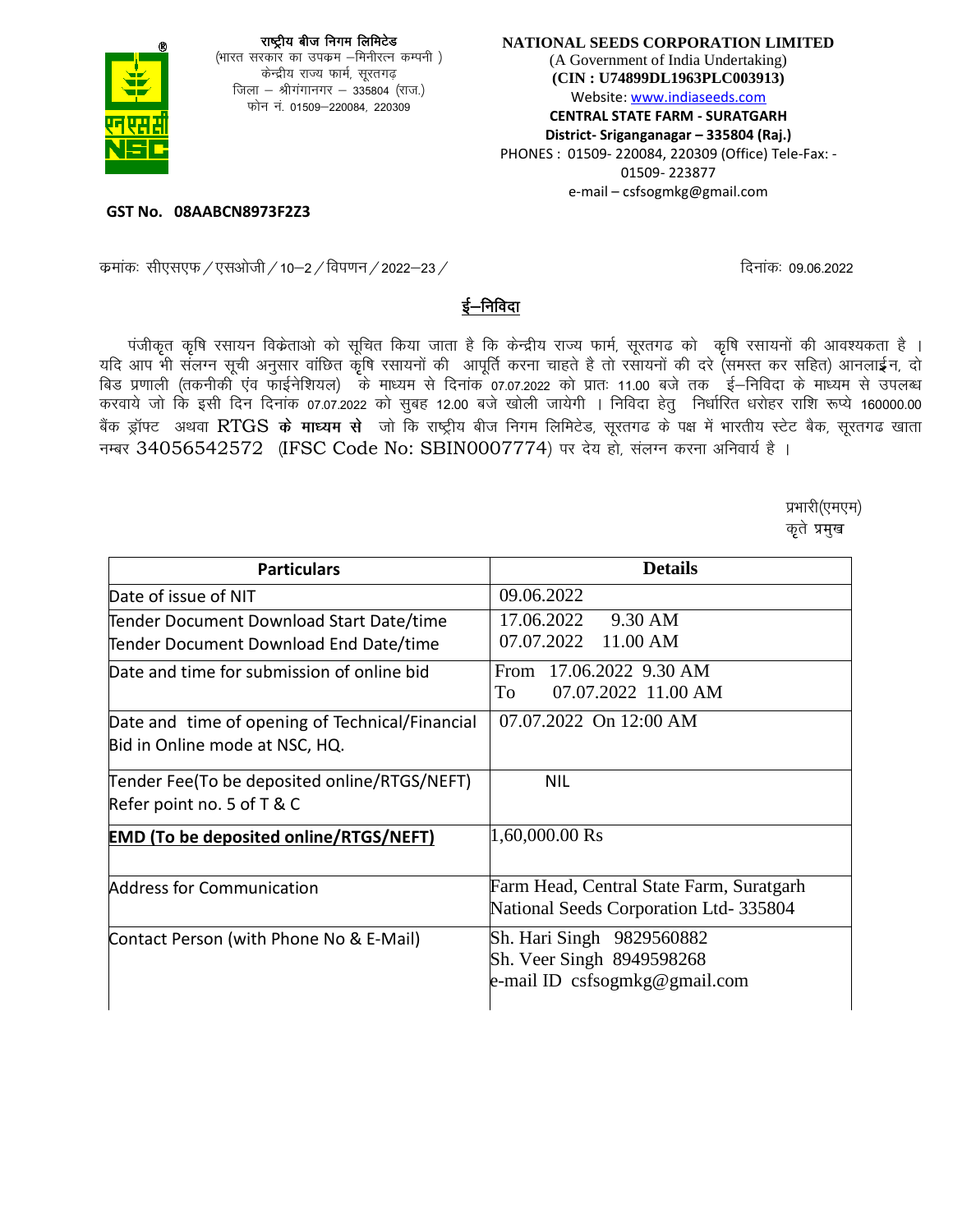राष्ट्रीय बीज निगम लिमिटेड
(भारत सरकार का उपक्रम –मिनीरत्न कम्पनी )
केन्द्रीय राज्य फार्म, सूरतगढ़
जिला – श्रीगंगानगर – 335804 (राज.)
फोन नं. 01509–220084, 220309

**NATIONAL SEEDS CORPORATION LIMITED**
(A Government of India Undertaking)
**(CIN : U74899DL1963PLC003913)**
Website: www.indiaseeds.com
**CENTRAL STATE FARM - SURATGARH**
**District- Sriganganagar – 335804 (Raj.)**
PHONES : 01509- 220084, 220309 (Office) Tele-Fax: - 01509- 223877
e-mail – csfsogmkg@gmail.com

**GST No. 08AABCN8973F2Z3**

क्रमांकः सीएसएफ / एसओजी / 10–2 / विपणन / 2022–23 /

दिनांकः 09.06.2022

## ई–निविदा

पंजीकृत कृषि रसायन विक्रेताओ को सूचित किया जाता है कि केन्द्रीय राज्य फार्म, सूरतगढ को कृषि रसायनों की आवश्यकता है । यदि आप भी संलग्न सूची अनुसार वांछित कृषि रसायनों की आपूर्ति करना चाहते है तो रसायनों की दरे (समस्त कर सहित) आनलाईन, दो बिड प्रणाली (तकनीकी एंव फाईनेशियल) के माध्यम से दिनांक 07.07.2022 को प्रातः 11.00 बजे तक ई–निविदा के माध्यम से उपलब्ध करवाये जो कि इसी दिन दिनांक 07.07.2022 को सुबह 12.00 बजे खोली जायेगी । निविदा हेतु निर्धारित धरोहर राशि रूप्ये 160000.00 बैंक ड्रॉफ्ट अथवा RTGS **के माध्यम से** जो कि राष्ट्रीय बीज निगम लिमिटेड, सूरतगढ के पक्ष में भारतीय स्टेट बैक, सूरतगढ खाता नम्बर 34056542572 (IFSC Code No: SBIN0007774) पर देय हो, संलग्न करना अनिवार्य है ।

प्रभारी(एमएम)
कृते प्रमुख

| **Particulars** | **Details** |
|---|---|
| Date of issue of NIT | 09.06.2022 |
| Tender Document Download Start Date/time<br>Tender Document Download End Date/time | 17.06.2022 9.30 AM<br>07.07.2022 11.00 AM |
| Date and time for submission of online bid | From 17.06.2022 9.30 AM<br>To 07.07.2022 11.00 AM |
| Date and time of opening of Technical/Financial Bid in Online mode at NSC, HQ. | 07.07.2022 On 12:00 AM |
| Tender Fee(To be deposited online/RTGS/NEFT) Refer point no. 5 of T & C | NIL |
| **EMD (To be deposited online/RTGS/NEFT)** | 1,60,000.00 Rs |
| Address for Communication | Farm Head, Central State Farm, Suratgarh National Seeds Corporation Ltd- 335804 |
| Contact Person (with Phone No & E-Mail) | Sh. Hari Singh 9829560882<br>Sh. Veer Singh 8949598268<br>e-mail ID csfsogmkg@gmail.com |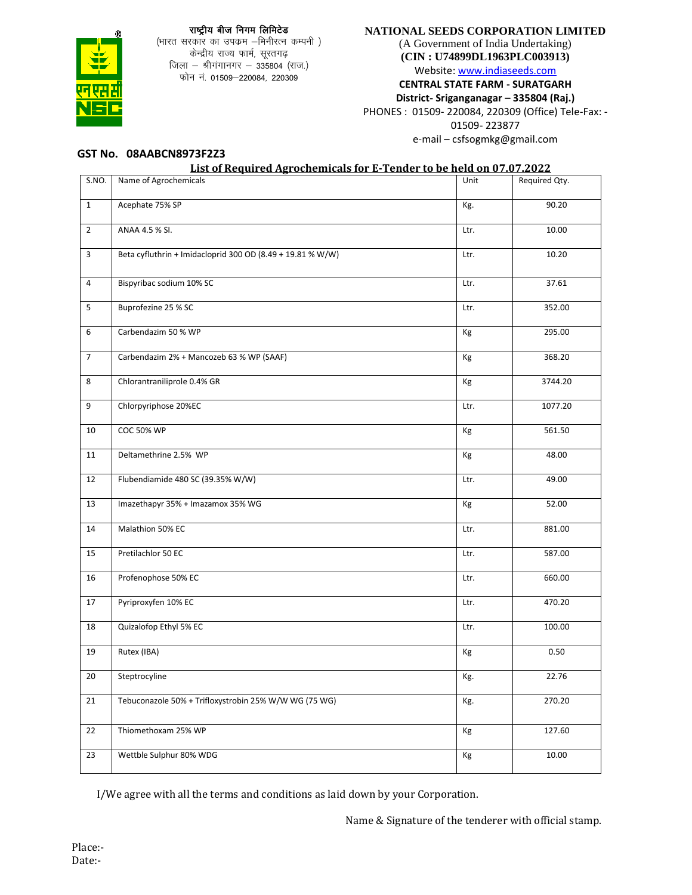राष्ट्रीय बीज निगम लिमिटेड
(भारत सरकार का उपक्रम –मिनीरत्न कम्पनी )
केन्द्रीय राज्य फार्म, सूरतगढ़
जिला – श्रीगंगानगर – 335804 (राज.)
फोन नं. 01509–220084, 220309

**NATIONAL SEEDS CORPORATION LIMITED**
(A Government of India Undertaking)
**(CIN : U74899DL1963PLC003913)**
Website: www.indiaseeds.com
**CENTRAL STATE FARM - SURATGARH**
**District- Sriganganagar – 335804 (Raj.)**
PHONES : 01509- 220084, 220309 (Office) Tele-Fax: - 01509- 223877
e-mail – csfsogmkg@gmail.com

**GST No. 08AABCN8973F2Z3**

**List of Required Agrochemicals for E-Tender to be held on 07.07.2022**

| S.NO. | Name of Agrochemicals | Unit | Required Qty. |
|---|---|---|---|
| 1 | Acephate 75% SP | Kg. | 90.20 |
| 2 | ANAA 4.5 % Sl. | Ltr. | 10.00 |
| 3 | Beta cyfluthrin + Imidacloprid 300 OD (8.49 + 19.81 % W/W) | Ltr. | 10.20 |
| 4 | Bispyribac sodium 10% SC | Ltr. | 37.61 |
| 5 | Buprofezine 25 % SC | Ltr. | 352.00 |
| 6 | Carbendazim 50 % WP | Kg | 295.00 |
| 7 | Carbendazim 2% + Mancozeb 63 % WP (SAAF) | Kg | 368.20 |
| 8 | Chlorantraniliprole 0.4% GR | Kg | 3744.20 |
| 9 | Chlorpyriphose 20%EC | Ltr. | 1077.20 |
| 10 | COC 50% WP | Kg | 561.50 |
| 11 | Deltamethrine 2.5% WP | Kg | 48.00 |
| 12 | Flubendiamide 480 SC (39.35% W/W) | Ltr. | 49.00 |
| 13 | Imazethapyr 35% + Imazamox 35% WG | Kg | 52.00 |
| 14 | Malathion 50% EC | Ltr. | 881.00 |
| 15 | Pretilachlor 50 EC | Ltr. | 587.00 |
| 16 | Profenophose 50% EC | Ltr. | 660.00 |
| 17 | Pyriproxyfen 10% EC | Ltr. | 470.20 |
| 18 | Quizalofop Ethyl 5% EC | Ltr. | 100.00 |
| 19 | Rutex (IBA) | Kg | 0.50 |
| 20 | Steptrocyline | Kg. | 22.76 |
| 21 | Tebuconazole 50% + Trifloxystrobin 25% W/W WG (75 WG) | Kg. | 270.20 |
| 22 | Thiomethoxam 25% WP | Kg | 127.60 |
| 23 | Wettble Sulphur 80% WDG | Kg | 10.00 |

I/We agree with all the terms and conditions as laid down by your Corporation.

Name & Signature of the tenderer with official stamp.

Place:-
Date:-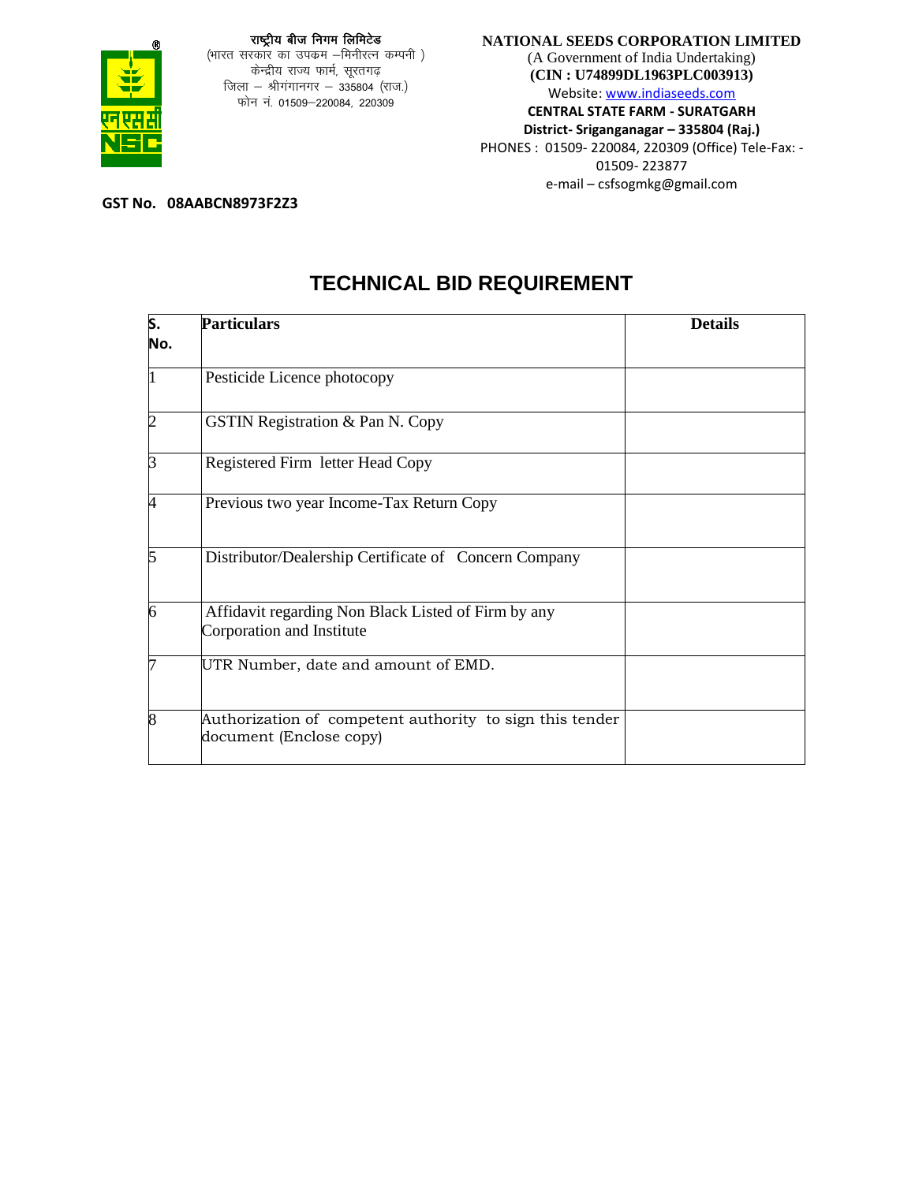राष्ट्रीय बीज निगम लिमिटेड
(भारत सरकार का उपक्रम –मिनीरत्न कम्पनी )
केन्द्रीय राज्य फार्म, सूरतगढ़
जिला – श्रीगंगानगर – 335804 (राज.)
फोन नं. 01509–220084, 220309

**NATIONAL SEEDS CORPORATION LIMITED**
(A Government of India Undertaking)
**(CIN : U74899DL1963PLC003913)**
Website: www.indiaseeds.com
**CENTRAL STATE FARM - SURATGARH**
**District- Sriganganagar – 335804 (Raj.)**
PHONES : 01509- 220084, 220309 (Office) Tele-Fax: - 01509- 223877
e-mail – csfsogmkg@gmail.com

**GST No. 08AABCN8973F2Z3**

# TECHNICAL BID REQUIREMENT

| S. No. | Particulars | Details |
|---|---|---|
| 1 | Pesticide Licence photocopy | |
| 2 | GSTIN Registration & Pan N. Copy | |
| 3 | Registered Firm letter Head Copy | |
| 4 | Previous two year Income-Tax Return Copy | |
| 5 | Distributor/Dealership Certificate of Concern Company | |
| 6 | Affidavit regarding Non Black Listed of Firm by any Corporation and Institute | |
| 7 | UTR Number, date and amount of EMD. | |
| 8 | Authorization of competent authority to sign this tender document (Enclose copy) | |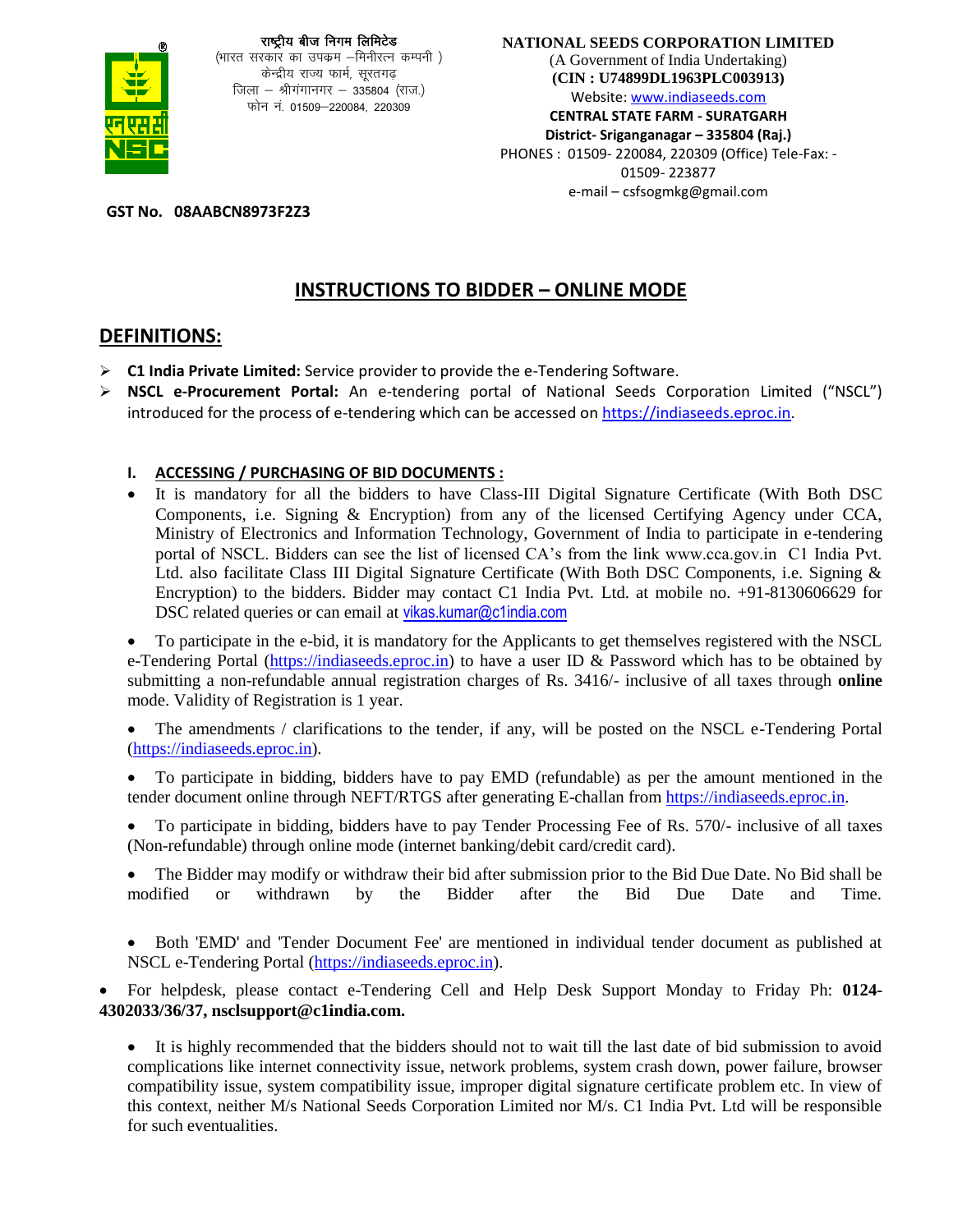राष्ट्रीय बीज निगम लिमिटेड
(भारत सरकार का उपक्रम –मिनीरत्न कम्पनी )
केन्द्रीय राज्य फार्म, सूरतगढ़
जिला – श्रीगंगानगर – 335804 (राज.)
फोन नं. 01509–220084, 220309

**NATIONAL SEEDS CORPORATION LIMITED**
(A Government of India Undertaking)
**(CIN : U74899DL1963PLC003913)**
Website: www.indiaseeds.com
**CENTRAL STATE FARM - SURATGARH**
**District- Sriganganagar – 335804 (Raj.)**
PHONES : 01509- 220084, 220309 (Office) Tele-Fax: - 01509- 223877
e-mail – csfsogmkg@gmail.com

**GST No. 08AABCN8973F2Z3**

# INSTRUCTIONS TO BIDDER – ONLINE MODE

## DEFINITIONS:

- **C1 India Private Limited:** Service provider to provide the e-Tendering Software.
- **NSCL e-Procurement Portal:** An e-tendering portal of National Seeds Corporation Limited ("NSCL") introduced for the process of e-tendering which can be accessed on https://indiaseeds.eproc.in.

### I. ACCESSING / PURCHASING OF BID DOCUMENTS :

- It is mandatory for all the bidders to have Class-III Digital Signature Certificate (With Both DSC Components, i.e. Signing & Encryption) from any of the licensed Certifying Agency under CCA, Ministry of Electronics and Information Technology, Government of India to participate in e-tendering portal of NSCL. Bidders can see the list of licensed CA's from the link www.cca.gov.in C1 India Pvt. Ltd. also facilitate Class III Digital Signature Certificate (With Both DSC Components, i.e. Signing & Encryption) to the bidders. Bidder may contact C1 India Pvt. Ltd. at mobile no. +91-8130606629 for DSC related queries or can email at vikas.kumar@c1india.com

- To participate in the e-bid, it is mandatory for the Applicants to get themselves registered with the NSCL e-Tendering Portal (https://indiaseeds.eproc.in) to have a user ID & Password which has to be obtained by submitting a non-refundable annual registration charges of Rs. 3416/- inclusive of all taxes through **online** mode. Validity of Registration is 1 year.

- The amendments / clarifications to the tender, if any, will be posted on the NSCL e-Tendering Portal (https://indiaseeds.eproc.in).

- To participate in bidding, bidders have to pay EMD (refundable) as per the amount mentioned in the tender document online through NEFT/RTGS after generating E-challan from https://indiaseeds.eproc.in.

- To participate in bidding, bidders have to pay Tender Processing Fee of Rs. 570/- inclusive of all taxes (Non-refundable) through online mode (internet banking/debit card/credit card).

- The Bidder may modify or withdraw their bid after submission prior to the Bid Due Date. No Bid shall be modified or withdrawn by the Bidder after the Bid Due Date and Time.

- Both 'EMD' and 'Tender Document Fee' are mentioned in individual tender document as published at NSCL e-Tendering Portal (https://indiaseeds.eproc.in).

- For helpdesk, please contact e-Tendering Cell and Help Desk Support Monday to Friday Ph: **0124-4302033/36/37, nsclsupport@c1india.com.**

- It is highly recommended that the bidders should not to wait till the last date of bid submission to avoid complications like internet connectivity issue, network problems, system crash down, power failure, browser compatibility issue, system compatibility issue, improper digital signature certificate problem etc. In view of this context, neither M/s National Seeds Corporation Limited nor M/s. C1 India Pvt. Ltd will be responsible for such eventualities.